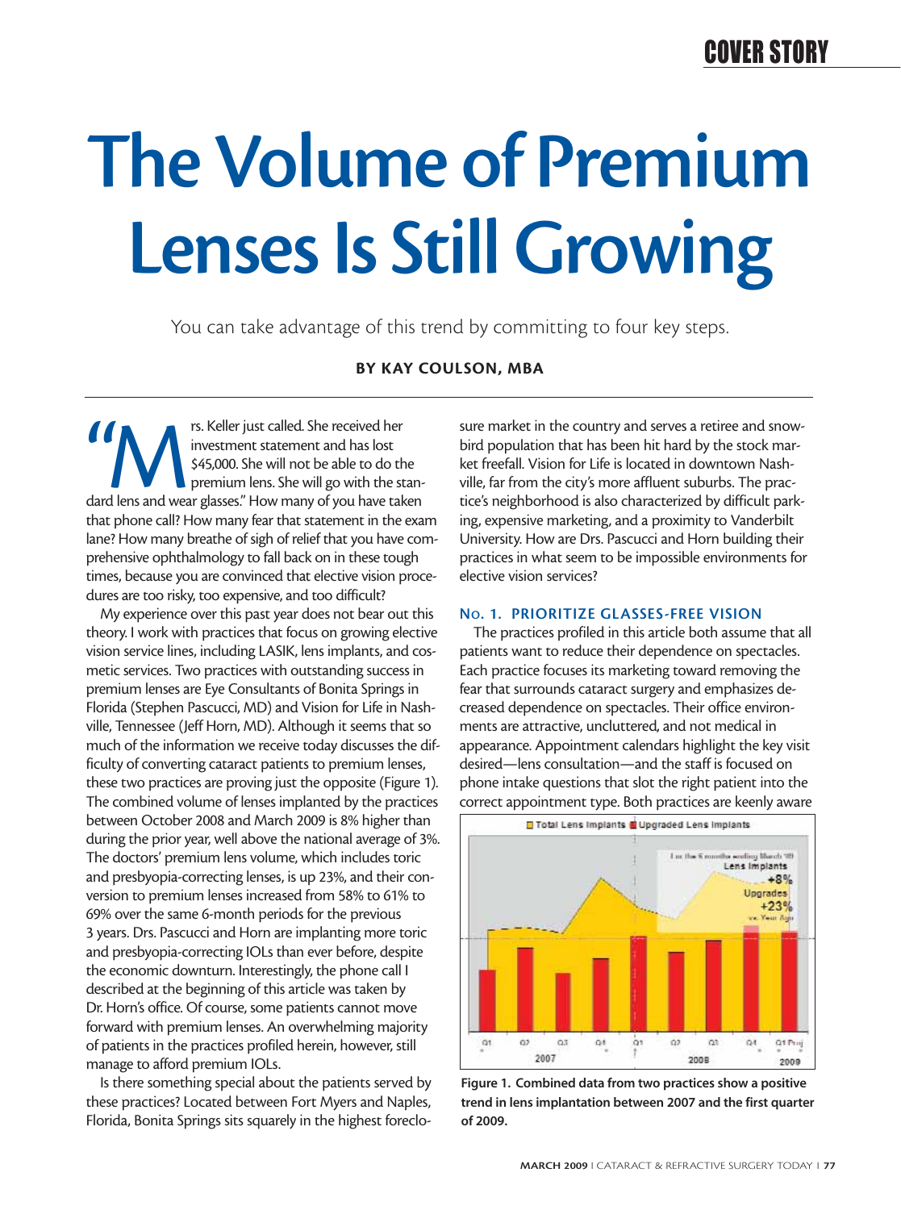# The Volume of Premium Lenses Is Still Growing

You can take advantage of this trend by committing to four key steps.

**BY KAY COULSON, MBA**

"Mrs. Keller just called. She received her investment statement and has lost $45,000. She will not be able to do the premium lens. She will go with the standard lens and wear glasses." How many of you have taken that phone call? How many fear that statement in the exam lane? How many breathe of sigh of relief that you have comprehensive ophthalmology to fall back on in these tough times, because you are convinced that elective vision procedures are too risky, too expensive, and too difficult?

My experience over this past year does not bear out this theory. I work with practices that focus on growing elective vision service lines, including LASIK, lens implants, and cosmetic services. Two practices with outstanding success in premium lenses are Eye Consultants of Bonita Springs in Florida (Stephen Pascucci, MD) and Vision for Life in Nashville, Tennessee (Jeff Horn, MD). Although it seems that so much of the information we receive today discusses the difficulty of converting cataract patients to premium lenses, these two practices are proving just the opposite (Figure 1). The combined volume of lenses implanted by the practices between October 2008 and March 2009 is 8% higher than during the prior year, well above the national average of 3%. The doctors' premium lens volume, which includes toric and presbyopia-correcting lenses, is up 23%, and their conversion to premium lenses increased from 58% to 61% to 69% over the same 6-month periods for the previous 3 years. Drs. Pascucci and Horn are implanting more toric and presbyopia-correcting IOLs than ever before, despite the economic downturn. Interestingly, the phone call I described at the beginning of this article was taken by Dr. Horn's office. Of course, some patients cannot move forward with premium lenses. An overwhelming majority of patients in the practices profiled herein, however, still manage to afford premium IOLs.

Is there something special about the patients served by these practices? Located between Fort Myers and Naples, Florida, Bonita Springs sits squarely in the highest foreclosure market in the country and serves a retiree and snowbird population that has been hit hard by the stock market freefall. Vision for Life is located in downtown Nashville, far from the city's more affluent suburbs. The practice's neighborhood is also characterized by difficult parking, expensive marketing, and a proximity to Vanderbilt University. How are Drs. Pascucci and Horn building their practices in what seem to be impossible environments for elective vision services?

### No. 1. PRIORITIZE GLASSES-FREE VISION

The practices profiled in this article both assume that all patients want to reduce their dependence on spectacles. Each practice focuses its marketing toward removing the fear that surrounds cataract surgery and emphasizes decreased dependence on spectacles. Their office environments are attractive, uncluttered, and not medical in appearance. Appointment calendars highlight the key visit desired—lens consultation—and the staff is focused on phone intake questions that slot the right patient into the correct appointment type. Both practices are keenly aware

**Figure 1. Combined data from two practices show a positive trend in lens implantation between 2007 and the first quarter of 2009.**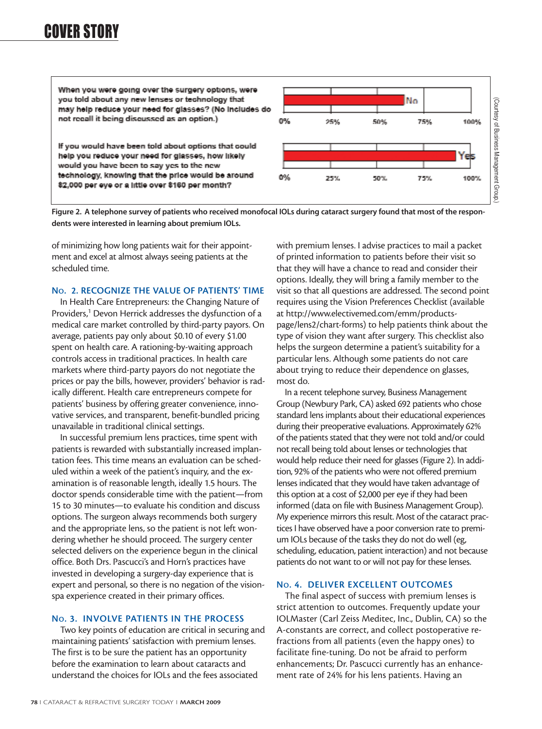When you were going over the surgery options, were you told about any new lenses or technology that may help reduce your need for glasses? (No includes do not recall it being discussed as an option.)

If you would have been told about options that could help you reduce your need for glasses, how likely would you have been to say yes to the new technology, knowing that the price would be around $2,000 per eye or a little over $160 per month?

(Courtesy of Business Management Group.)

**Figure 2. A telephone survey of patients who received monofocal IOLs during cataract surgery found that most of the respondents were interested in learning about premium IOLs.**

of minimizing how long patients wait for their appointment and excel at almost always seeing patients at the scheduled time.

## No. 2. RECOGNIZE THE VALUE OF PATIENTS' TIME

In Health Care Entrepreneurs: the Changing Nature of Providers,[1] Devon Herrick addresses the dysfunction of a medical care market controlled by third-party payors. On average, patients pay only about $0.10 of every $1.00 spent on health care. A rationing-by-waiting approach controls access in traditional practices. In health care markets where third-party payors do not negotiate the prices or pay the bills, however, providers' behavior is radically different. Health care entrepreneurs compete for patients' business by offering greater convenience, innovative services, and transparent, benefit-bundled pricing unavailable in traditional clinical settings.

In successful premium lens practices, time spent with patients is rewarded with substantially increased implantation fees. This time means an evaluation can be scheduled within a week of the patient's inquiry, and the examination is of reasonable length, ideally 1.5 hours. The doctor spends considerable time with the patient—from 15 to 30 minutes—to evaluate his condition and discuss options. The surgeon always recommends both surgery and the appropriate lens, so the patient is not left wondering whether he should proceed. The surgery center selected delivers on the experience begun in the clinical office. Both Drs. Pascucci's and Horn's practices have invested in developing a surgery-day experience that is expert and personal, so there is no negation of the vision-spa experience created in their primary offices.

## No. 3. INVOLVE PATIENTS IN THE PROCESS

Two key points of education are critical in securing and maintaining patients' satisfaction with premium lenses. The first is to be sure the patient has an opportunity before the examination to learn about cataracts and understand the choices for IOLs and the fees associated with premium lenses. I advise practices to mail a packet of printed information to patients before their visit so that they will have a chance to read and consider their options. Ideally, they will bring a family member to the visit so that all questions are addressed. The second point requires using the Vision Preferences Checklist (available at http://www.electivemed.com/emm/products-page/lens2/chart-forms) to help patients think about the type of vision they want after surgery. This checklist also helps the surgeon determine a patient's suitability for a particular lens. Although some patients do not care about trying to reduce their dependence on glasses, most do.

In a recent telephone survey, Business Management Group (Newbury Park, CA) asked 692 patients who chose standard lens implants about their educational experiences during their preoperative evaluations. Approximately 62% of the patients stated that they were not told and/or could not recall being told about lenses or technologies that would help reduce their need for glasses (Figure 2). In addition, 92% of the patients who were not offered premium lenses indicated that they would have taken advantage of this option at a cost of $2,000 per eye if they had been informed (data on file with Business Management Group). My experience mirrors this result. Most of the cataract practices I have observed have a poor conversion rate to premium IOLs because of the tasks they do not do well (eg, scheduling, education, patient interaction) and not because patients do not want to or will not pay for these lenses.

## No. 4. DELIVER EXCELLENT OUTCOMES

The final aspect of success with premium lenses is strict attention to outcomes. Frequently update your IOLMaster (Carl Zeiss Meditec, Inc., Dublin, CA) so the A-constants are correct, and collect postoperative refractions from all patients (even the happy ones) to facilitate fine-tuning. Do not be afraid to perform enhancements; Dr. Pascucci currently has an enhancement rate of 24% for his lens patients. Having an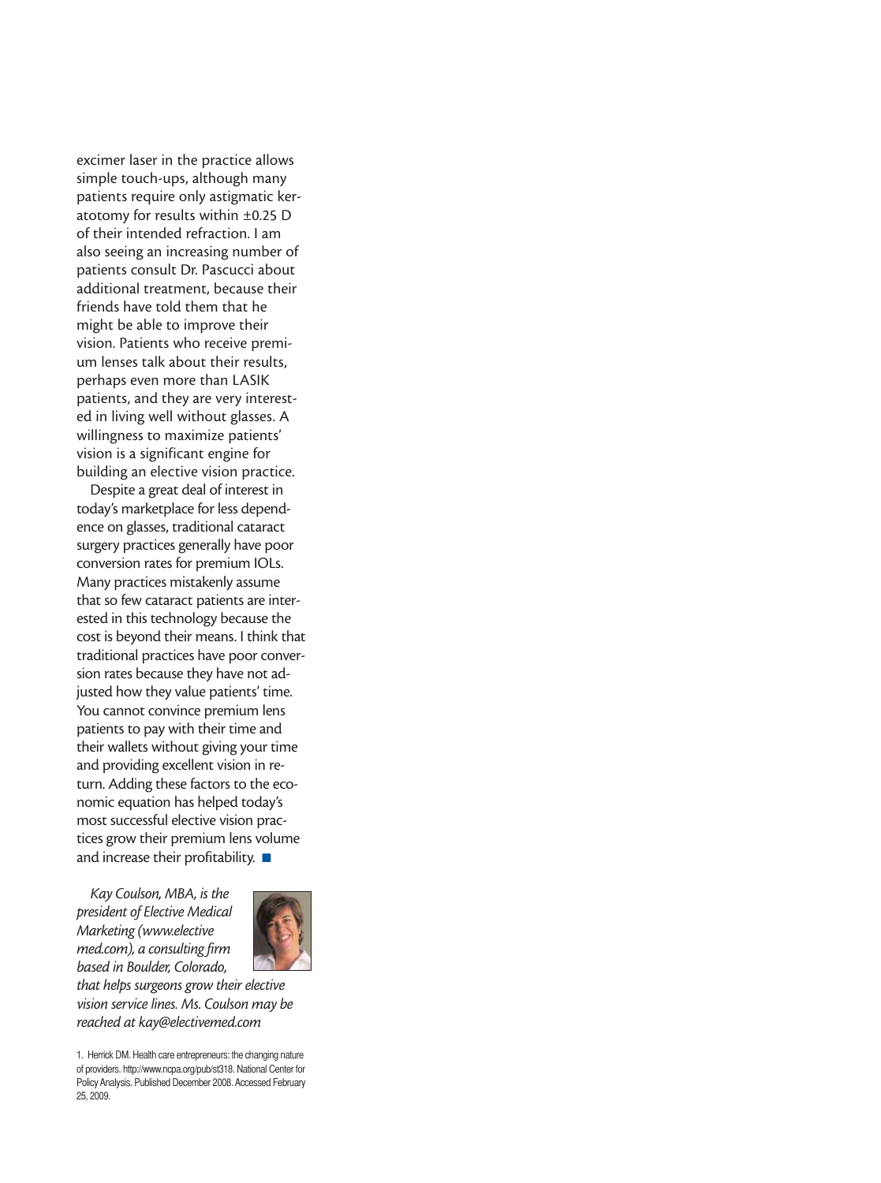excimer laser in the practice allows simple touch-ups, although many patients require only astigmatic keratotomy for results within ±0.25 D of their intended refraction. I am also seeing an increasing number of patients consult Dr. Pascucci about additional treatment, because their friends have told them that he might be able to improve their vision. Patients who receive premium lenses talk about their results, perhaps even more than LASIK patients, and they are very interested in living well without glasses. A willingness to maximize patients' vision is a significant engine for building an elective vision practice.

Despite a great deal of interest in today's marketplace for less dependence on glasses, traditional cataract surgery practices generally have poor conversion rates for premium IOLs. Many practices mistakenly assume that so few cataract patients are interested in this technology because the cost is beyond their means. I think that traditional practices have poor conversion rates because they have not adjusted how they value patients' time. You cannot convince premium lens patients to pay with their time and their wallets without giving your time and providing excellent vision in return. Adding these factors to the economic equation has helped today's most successful elective vision practices grow their premium lens volume and increase their profitability. ■

*Kay Coulson, MBA, is the president of Elective Medical Marketing (www.electivemed.com), a consulting firm based in Boulder, Colorado, that helps surgeons grow their elective vision service lines. Ms. Coulson may be reached at kay@electivemed.com*

1. Herrick DM. Health care entrepreneurs: the changing nature of providers. http://www.ncpa.org/pub/st318. National Center for Policy Analysis. Published December 2008. Accessed February 25, 2009.